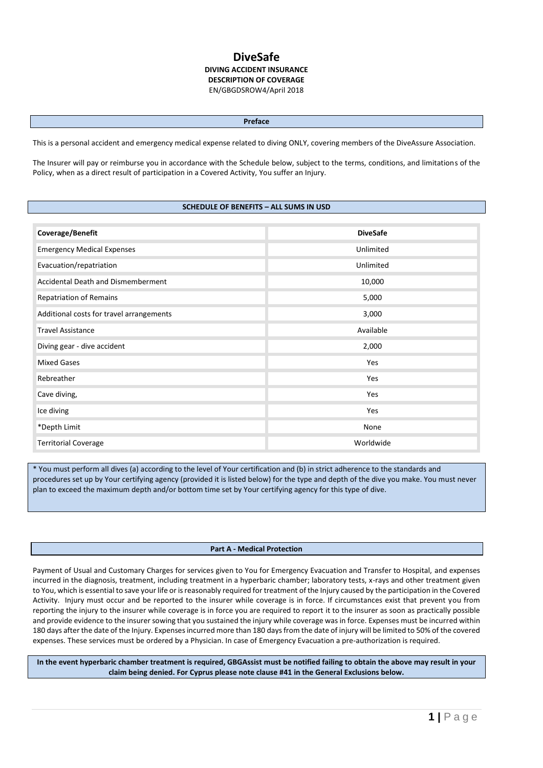# DiveSafe

**DIVING ACCIDENT INSURANCE**
**DESCRIPTION OF COVERAGE**
EN/GBGDSROW4/April 2018

## Preface

This is a personal accident and emergency medical expense related to diving ONLY, covering members of the DiveAssure Association.

The Insurer will pay or reimburse you in accordance with the Schedule below, subject to the terms, conditions, and limitations of the Policy, when as a direct result of participation in a Covered Activity, You suffer an Injury.

## SCHEDULE OF BENEFITS – ALL SUMS IN USD

| Coverage/Benefit | DiveSafe |
|---|---|
| Emergency Medical Expenses | Unlimited |
| Evacuation/repatriation | Unlimited |
| Accidental Death and Dismemberment | 10,000 |
| Repatriation of Remains | 5,000 |
| Additional costs for travel arrangements | 3,000 |
| Travel Assistance | Available |
| Diving gear - dive accident | 2,000 |
| Mixed Gases | Yes |
| Rebreather | Yes |
| Cave diving, | Yes |
| Ice diving | Yes |
| *Depth Limit | None |
| Territorial Coverage | Worldwide |

* You must perform all dives (a) according to the level of Your certification and (b) in strict adherence to the standards and procedures set up by Your certifying agency (provided it is listed below) for the type and depth of the dive you make. You must never plan to exceed the maximum depth and/or bottom time set by Your certifying agency for this type of dive.

## Part A - Medical Protection

Payment of Usual and Customary Charges for services given to You for Emergency Evacuation and Transfer to Hospital, and expenses incurred in the diagnosis, treatment, including treatment in a hyperbaric chamber; laboratory tests, x-rays and other treatment given to You, which is essential to save your life or is reasonably required for treatment of the Injury caused by the participation in the Covered Activity. Injury must occur and be reported to the insurer while coverage is in force. If circumstances exist that prevent you from reporting the injury to the insurer while coverage is in force you are required to report it to the insurer as soon as practically possible and provide evidence to the insurer sowing that you sustained the injury while coverage was in force. Expenses must be incurred within 180 days after the date of the Injury. Expenses incurred more than 180 days from the date of injury will be limited to 50% of the covered expenses. These services must be ordered by a Physician. In case of Emergency Evacuation a pre-authorization is required.

**In the event hyperbaric chamber treatment is required, GBGAssist must be notified failing to obtain the above may result in your claim being denied. For Cyprus please note clause #41 in the General Exclusions below.**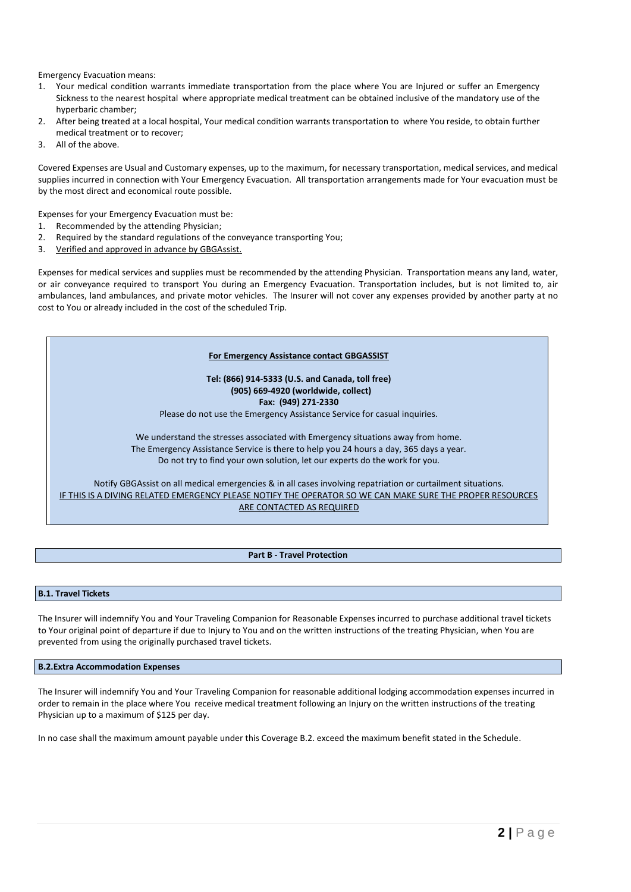Emergency Evacuation means:

1. Your medical condition warrants immediate transportation from the place where You are Injured or suffer an Emergency Sickness to the nearest hospital where appropriate medical treatment can be obtained inclusive of the mandatory use of the hyperbaric chamber;
2. After being treated at a local hospital, Your medical condition warrants transportation to where You reside, to obtain further medical treatment or to recover;
3. All of the above.

Covered Expenses are Usual and Customary expenses, up to the maximum, for necessary transportation, medical services, and medical supplies incurred in connection with Your Emergency Evacuation. All transportation arrangements made for Your evacuation must be by the most direct and economical route possible.

Expenses for your Emergency Evacuation must be:

1. Recommended by the attending Physician;
2. Required by the standard regulations of the conveyance transporting You;
3. <u>Verified and approved in advance by GBGAssist.</u>

Expenses for medical services and supplies must be recommended by the attending Physician. Transportation means any land, water, or air conveyance required to transport You during an Emergency Evacuation. Transportation includes, but is not limited to, air ambulances, land ambulances, and private motor vehicles. The Insurer will not cover any expenses provided by another party at no cost to You or already included in the cost of the scheduled Trip.

**<u>For Emergency Assistance contact GBGASSIST</u>**

**Tel: (866) 914-5333 (U.S. and Canada, toll free)**
**(905) 669-4920 (worldwide, collect)**
**Fax: (949) 271-2330**

Please do not use the Emergency Assistance Service for casual inquiries.

We understand the stresses associated with Emergency situations away from home.
The Emergency Assistance Service is there to help you 24 hours a day, 365 days a year.
Do not try to find your own solution, let our experts do the work for you.

Notify GBGAssist on all medical emergencies & in all cases involving repatriation or curtailment situations.
<u>IF THIS IS A DIVING RELATED EMERGENCY PLEASE NOTIFY THE OPERATOR SO WE CAN MAKE SURE THE PROPER RESOURCES ARE CONTACTED AS REQUIRED</u>

## Part B - Travel Protection

### B.1. Travel Tickets

The Insurer will indemnify You and Your Traveling Companion for Reasonable Expenses incurred to purchase additional travel tickets to Your original point of departure if due to Injury to You and on the written instructions of the treating Physician, when You are prevented from using the originally purchased travel tickets.

### B.2.Extra Accommodation Expenses

The Insurer will indemnify You and Your Traveling Companion for reasonable additional lodging accommodation expenses incurred in order to remain in the place where You receive medical treatment following an Injury on the written instructions of the treating Physician up to a maximum of $125 per day.

In no case shall the maximum amount payable under this Coverage B.2. exceed the maximum benefit stated in the Schedule.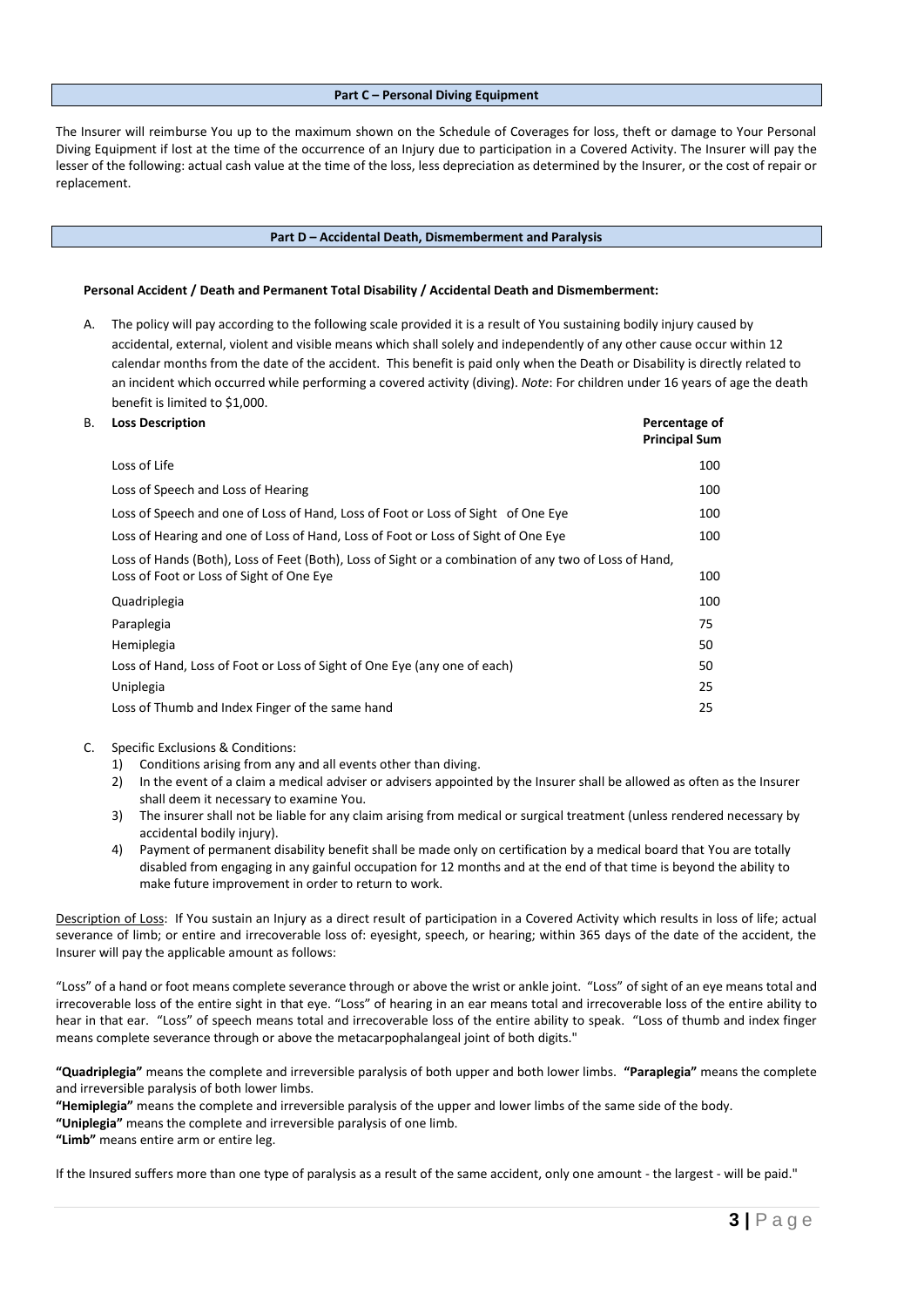## Part C – Personal Diving Equipment

The Insurer will reimburse You up to the maximum shown on the Schedule of Coverages for loss, theft or damage to Your Personal Diving Equipment if lost at the time of the occurrence of an Injury due to participation in a Covered Activity. The Insurer will pay the lesser of the following: actual cash value at the time of the loss, less depreciation as determined by the Insurer, or the cost of repair or replacement.

## Part D – Accidental Death, Dismemberment and Paralysis

**Personal Accident / Death and Permanent Total Disability / Accidental Death and Dismemberment:**

A. The policy will pay according to the following scale provided it is a result of You sustaining bodily injury caused by accidental, external, violent and visible means which shall solely and independently of any other cause occur within 12 calendar months from the date of the accident. This benefit is paid only when the Death or Disability is directly related to an incident which occurred while performing a covered activity (diving). *Note*: For children under 16 years of age the death benefit is limited to $1,000.

B.

| **Loss Description** | **Percentage of Principal Sum** |
|---|---|
| Loss of Life | 100 |
| Loss of Speech and Loss of Hearing | 100 |
| Loss of Speech and one of Loss of Hand, Loss of Foot or Loss of Sight of One Eye | 100 |
| Loss of Hearing and one of Loss of Hand, Loss of Foot or Loss of Sight of One Eye | 100 |
| Loss of Hands (Both), Loss of Feet (Both), Loss of Sight or a combination of any two of Loss of Hand, Loss of Foot or Loss of Sight of One Eye | 100 |
| Quadriplegia | 100 |
| Paraplegia | 75 |
| Hemiplegia | 50 |
| Loss of Hand, Loss of Foot or Loss of Sight of One Eye (any one of each) | 50 |
| Uniplegia | 25 |
| Loss of Thumb and Index Finger of the same hand | 25 |

C. Specific Exclusions & Conditions:
1) Conditions arising from any and all events other than diving.
2) In the event of a claim a medical adviser or advisers appointed by the Insurer shall be allowed as often as the Insurer shall deem it necessary to examine You.
3) The insurer shall not be liable for any claim arising from medical or surgical treatment (unless rendered necessary by accidental bodily injury).
4) Payment of permanent disability benefit shall be made only on certification by a medical board that You are totally disabled from engaging in any gainful occupation for 12 months and at the end of that time is beyond the ability to make future improvement in order to return to work.

Description of Loss: If You sustain an Injury as a direct result of participation in a Covered Activity which results in loss of life; actual severance of limb; or entire and irrecoverable loss of: eyesight, speech, or hearing; within 365 days of the date of the accident, the Insurer will pay the applicable amount as follows:

"Loss" of a hand or foot means complete severance through or above the wrist or ankle joint. "Loss" of sight of an eye means total and irrecoverable loss of the entire sight in that eye. "Loss" of hearing in an ear means total and irrecoverable loss of the entire ability to hear in that ear. "Loss" of speech means total and irrecoverable loss of the entire ability to speak. "Loss of thumb and index finger means complete severance through or above the metacarpophalangeal joint of both digits."

**"Quadriplegia"** means the complete and irreversible paralysis of both upper and both lower limbs. **"Paraplegia"** means the complete and irreversible paralysis of both lower limbs.
**"Hemiplegia"** means the complete and irreversible paralysis of the upper and lower limbs of the same side of the body.
**"Uniplegia"** means the complete and irreversible paralysis of one limb.
**"Limb"** means entire arm or entire leg.

If the Insured suffers more than one type of paralysis as a result of the same accident, only one amount - the largest - will be paid."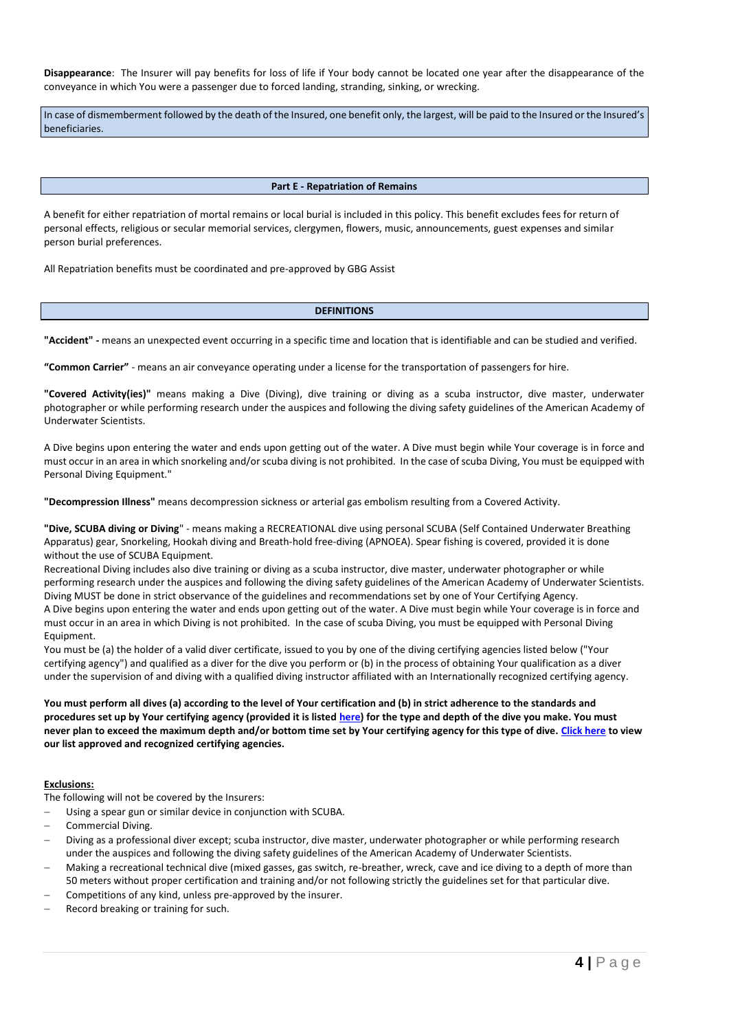**Disappearance**: The Insurer will pay benefits for loss of life if Your body cannot be located one year after the disappearance of the conveyance in which You were a passenger due to forced landing, stranding, sinking, or wrecking.

In case of dismemberment followed by the death of the Insured, one benefit only, the largest, will be paid to the Insured or the Insured's beneficiaries.

## Part E - Repatriation of Remains

A benefit for either repatriation of mortal remains or local burial is included in this policy. This benefit excludes fees for return of personal effects, religious or secular memorial services, clergymen, flowers, music, announcements, guest expenses and similar person burial preferences.

All Repatriation benefits must be coordinated and pre-approved by GBG Assist

## DEFINITIONS

**"Accident" -** means an unexpected event occurring in a specific time and location that is identifiable and can be studied and verified.

**"Common Carrier"** - means an air conveyance operating under a license for the transportation of passengers for hire.

**"Covered Activity(ies)"** means making a Dive (Diving), dive training or diving as a scuba instructor, dive master, underwater photographer or while performing research under the auspices and following the diving safety guidelines of the American Academy of Underwater Scientists.

A Dive begins upon entering the water and ends upon getting out of the water. A Dive must begin while Your coverage is in force and must occur in an area in which snorkeling and/or scuba diving is not prohibited. In the case of scuba Diving, You must be equipped with Personal Diving Equipment."

**"Decompression Illness"** means decompression sickness or arterial gas embolism resulting from a Covered Activity.

**"Dive, SCUBA diving or Diving"** - means making a RECREATIONAL dive using personal SCUBA (Self Contained Underwater Breathing Apparatus) gear, Snorkeling, Hookah diving and Breath-hold free-diving (APNOEA). Spear fishing is covered, provided it is done without the use of SCUBA Equipment.
Recreational Diving includes also dive training or diving as a scuba instructor, dive master, underwater photographer or while performing research under the auspices and following the diving safety guidelines of the American Academy of Underwater Scientists. Diving MUST be done in strict observance of the guidelines and recommendations set by one of Your Certifying Agency.
A Dive begins upon entering the water and ends upon getting out of the water. A Dive must begin while Your coverage is in force and must occur in an area in which Diving is not prohibited. In the case of scuba Diving, you must be equipped with Personal Diving Equipment.
You must be (a) the holder of a valid diver certificate, issued to you by one of the diving certifying agencies listed below ("Your certifying agency") and qualified as a diver for the dive you perform or (b) in the process of obtaining Your qualification as a diver under the supervision of and diving with a qualified diving instructor affiliated with an Internationally recognized certifying agency.

**You must perform all dives (a) according to the level of Your certification and (b) in strict adherence to the standards and procedures set up by Your certifying agency (provided it is listed here) for the type and depth of the dive you make. You must never plan to exceed the maximum depth and/or bottom time set by Your certifying agency for this type of dive. Click here to view our list approved and recognized certifying agencies.**

**Exclusions:**

The following will not be covered by the Insurers:

- Using a spear gun or similar device in conjunction with SCUBA.
- Commercial Diving.
- Diving as a professional diver except; scuba instructor, dive master, underwater photographer or while performing research under the auspices and following the diving safety guidelines of the American Academy of Underwater Scientists.
- Making a recreational technical dive (mixed gasses, gas switch, re-breather, wreck, cave and ice diving to a depth of more than 50 meters without proper certification and training and/or not following strictly the guidelines set for that particular dive.
- Competitions of any kind, unless pre-approved by the insurer.
- Record breaking or training for such.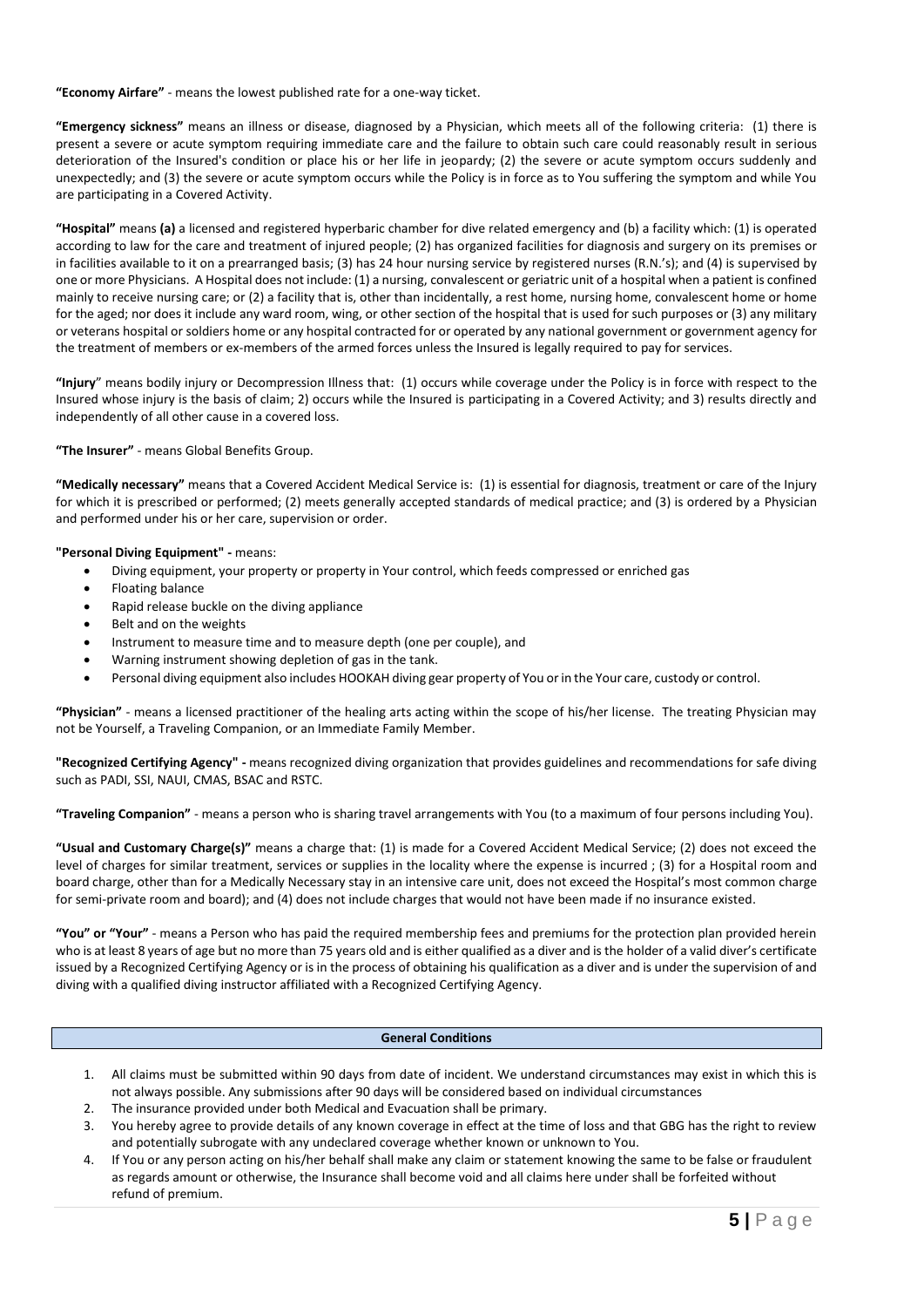**"Economy Airfare"** - means the lowest published rate for a one-way ticket.

**"Emergency sickness"** means an illness or disease, diagnosed by a Physician, which meets all of the following criteria: (1) there is present a severe or acute symptom requiring immediate care and the failure to obtain such care could reasonably result in serious deterioration of the Insured's condition or place his or her life in jeopardy; (2) the severe or acute symptom occurs suddenly and unexpectedly; and (3) the severe or acute symptom occurs while the Policy is in force as to You suffering the symptom and while You are participating in a Covered Activity.

**"Hospital"** means **(a)** a licensed and registered hyperbaric chamber for dive related emergency and (b) a facility which: (1) is operated according to law for the care and treatment of injured people; (2) has organized facilities for diagnosis and surgery on its premises or in facilities available to it on a prearranged basis; (3) has 24 hour nursing service by registered nurses (R.N.'s); and (4) is supervised by one or more Physicians. A Hospital does not include: (1) a nursing, convalescent or geriatric unit of a hospital when a patient is confined mainly to receive nursing care; or (2) a facility that is, other than incidentally, a rest home, nursing home, convalescent home or home for the aged; nor does it include any ward room, wing, or other section of the hospital that is used for such purposes or (3) any military or veterans hospital or soldiers home or any hospital contracted for or operated by any national government or government agency for the treatment of members or ex-members of the armed forces unless the Insured is legally required to pay for services.

**"Injury"** means bodily injury or Decompression Illness that: (1) occurs while coverage under the Policy is in force with respect to the Insured whose injury is the basis of claim; 2) occurs while the Insured is participating in a Covered Activity; and 3) results directly and independently of all other cause in a covered loss.

**"The Insurer"** - means Global Benefits Group.

**"Medically necessary"** means that a Covered Accident Medical Service is: (1) is essential for diagnosis, treatment or care of the Injury for which it is prescribed or performed; (2) meets generally accepted standards of medical practice; and (3) is ordered by a Physician and performed under his or her care, supervision or order.

**"Personal Diving Equipment" -** means:

- Diving equipment, your property or property in Your control, which feeds compressed or enriched gas
- Floating balance
- Rapid release buckle on the diving appliance
- Belt and on the weights
- Instrument to measure time and to measure depth (one per couple), and
- Warning instrument showing depletion of gas in the tank.
- Personal diving equipment also includes HOOKAH diving gear property of You or in the Your care, custody or control.

**"Physician"** - means a licensed practitioner of the healing arts acting within the scope of his/her license. The treating Physician may not be Yourself, a Traveling Companion, or an Immediate Family Member.

**"Recognized Certifying Agency" -** means recognized diving organization that provides guidelines and recommendations for safe diving such as PADI, SSI, NAUI, CMAS, BSAC and RSTC.

**"Traveling Companion"** - means a person who is sharing travel arrangements with You (to a maximum of four persons including You).

**"Usual and Customary Charge(s)"** means a charge that: (1) is made for a Covered Accident Medical Service; (2) does not exceed the level of charges for similar treatment, services or supplies in the locality where the expense is incurred ; (3) for a Hospital room and board charge, other than for a Medically Necessary stay in an intensive care unit, does not exceed the Hospital's most common charge for semi-private room and board); and (4) does not include charges that would not have been made if no insurance existed.

**"You" or "Your"** - means a Person who has paid the required membership fees and premiums for the protection plan provided herein who is at least 8 years of age but no more than 75 years old and is either qualified as a diver and is the holder of a valid diver's certificate issued by a Recognized Certifying Agency or is in the process of obtaining his qualification as a diver and is under the supervision of and diving with a qualified diving instructor affiliated with a Recognized Certifying Agency.

## General Conditions

1. All claims must be submitted within 90 days from date of incident. We understand circumstances may exist in which this is not always possible. Any submissions after 90 days will be considered based on individual circumstances
2. The insurance provided under both Medical and Evacuation shall be primary.
3. You hereby agree to provide details of any known coverage in effect at the time of loss and that GBG has the right to review and potentially subrogate with any undeclared coverage whether known or unknown to You.
4. If You or any person acting on his/her behalf shall make any claim or statement knowing the same to be false or fraudulent as regards amount or otherwise, the Insurance shall become void and all claims here under shall be forfeited without refund of premium.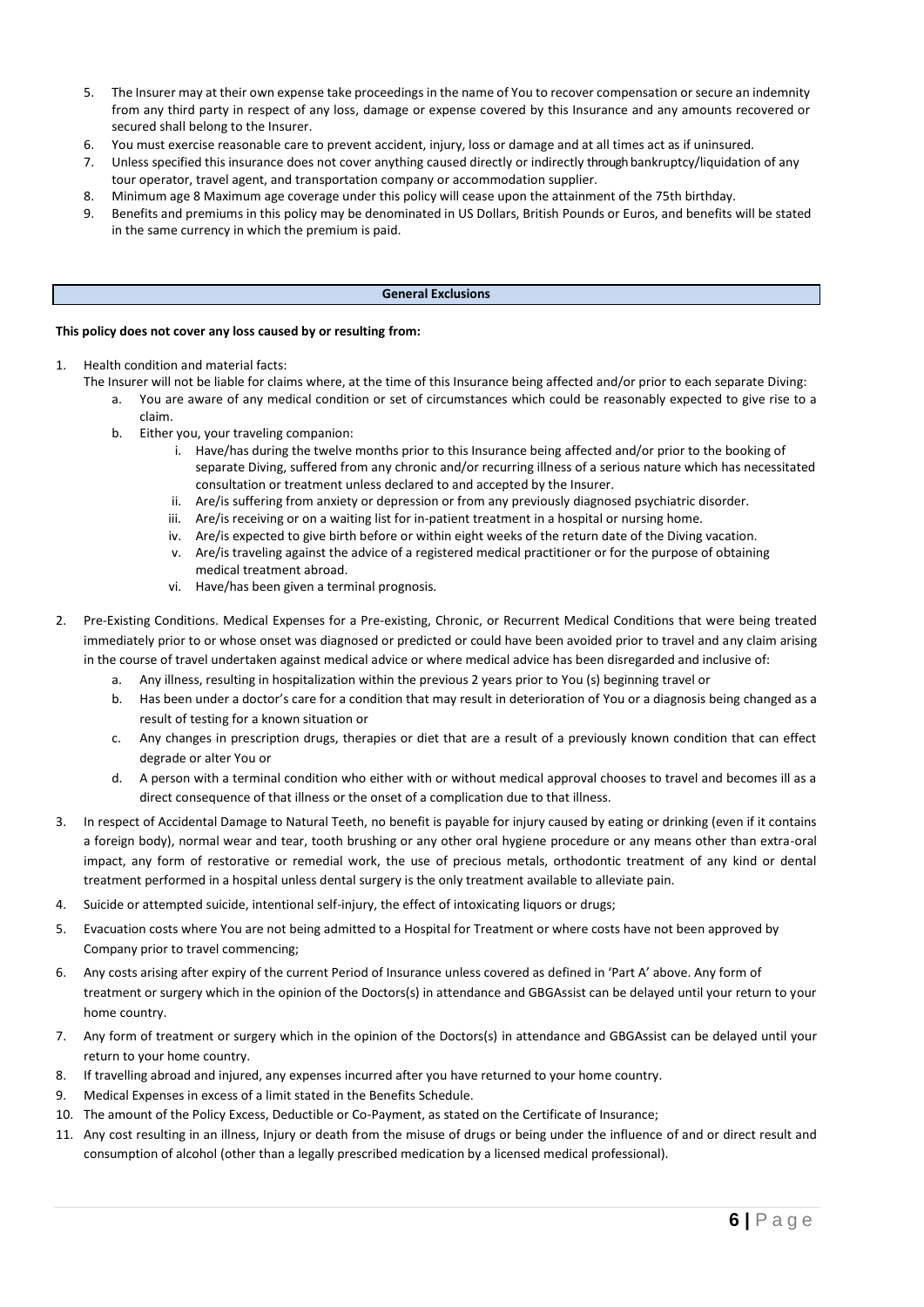5. The Insurer may at their own expense take proceedings in the name of You to recover compensation or secure an indemnity from any third party in respect of any loss, damage or expense covered by this Insurance and any amounts recovered or secured shall belong to the Insurer.
6. You must exercise reasonable care to prevent accident, injury, loss or damage and at all times act as if uninsured.
7. Unless specified this insurance does not cover anything caused directly or indirectly through bankruptcy/liquidation of any tour operator, travel agent, and transportation company or accommodation supplier.
8. Minimum age 8 Maximum age coverage under this policy will cease upon the attainment of the 75th birthday.
9. Benefits and premiums in this policy may be denominated in US Dollars, British Pounds or Euros, and benefits will be stated in the same currency in which the premium is paid.

## General Exclusions

**This policy does not cover any loss caused by or resulting from:**

1. Health condition and material facts:
   The Insurer will not be liable for claims where, at the time of this Insurance being affected and/or prior to each separate Diving:
   a. You are aware of any medical condition or set of circumstances which could be reasonably expected to give rise to a claim.
   b. Either you, your traveling companion:
      i. Have/has during the twelve months prior to this Insurance being affected and/or prior to the booking of separate Diving, suffered from any chronic and/or recurring illness of a serious nature which has necessitated consultation or treatment unless declared to and accepted by the Insurer.
      ii. Are/is suffering from anxiety or depression or from any previously diagnosed psychiatric disorder.
      iii. Are/is receiving or on a waiting list for in-patient treatment in a hospital or nursing home.
      iv. Are/is expected to give birth before or within eight weeks of the return date of the Diving vacation.
      v. Are/is traveling against the advice of a registered medical practitioner or for the purpose of obtaining medical treatment abroad.
      vi. Have/has been given a terminal prognosis.
2. Pre-Existing Conditions. Medical Expenses for a Pre-existing, Chronic, or Recurrent Medical Conditions that were being treated immediately prior to or whose onset was diagnosed or predicted or could have been avoided prior to travel and any claim arising in the course of travel undertaken against medical advice or where medical advice has been disregarded and inclusive of:
   a. Any illness, resulting in hospitalization within the previous 2 years prior to You (s) beginning travel or
   b. Has been under a doctor's care for a condition that may result in deterioration of You or a diagnosis being changed as a result of testing for a known situation or
   c. Any changes in prescription drugs, therapies or diet that are a result of a previously known condition that can effect degrade or alter You or
   d. A person with a terminal condition who either with or without medical approval chooses to travel and becomes ill as a direct consequence of that illness or the onset of a complication due to that illness.
3. In respect of Accidental Damage to Natural Teeth, no benefit is payable for injury caused by eating or drinking (even if it contains a foreign body), normal wear and tear, tooth brushing or any other oral hygiene procedure or any means other than extra-oral impact, any form of restorative or remedial work, the use of precious metals, orthodontic treatment of any kind or dental treatment performed in a hospital unless dental surgery is the only treatment available to alleviate pain.
4. Suicide or attempted suicide, intentional self-injury, the effect of intoxicating liquors or drugs;
5. Evacuation costs where You are not being admitted to a Hospital for Treatment or where costs have not been approved by Company prior to travel commencing;
6. Any costs arising after expiry of the current Period of Insurance unless covered as defined in 'Part A' above. Any form of treatment or surgery which in the opinion of the Doctors(s) in attendance and GBGAssist can be delayed until your return to your home country.
7. Any form of treatment or surgery which in the opinion of the Doctors(s) in attendance and GBGAssist can be delayed until your return to your home country.
8. If travelling abroad and injured, any expenses incurred after you have returned to your home country.
9. Medical Expenses in excess of a limit stated in the Benefits Schedule.
10. The amount of the Policy Excess, Deductible or Co-Payment, as stated on the Certificate of Insurance;
11. Any cost resulting in an illness, Injury or death from the misuse of drugs or being under the influence of and or direct result and consumption of alcohol (other than a legally prescribed medication by a licensed medical professional).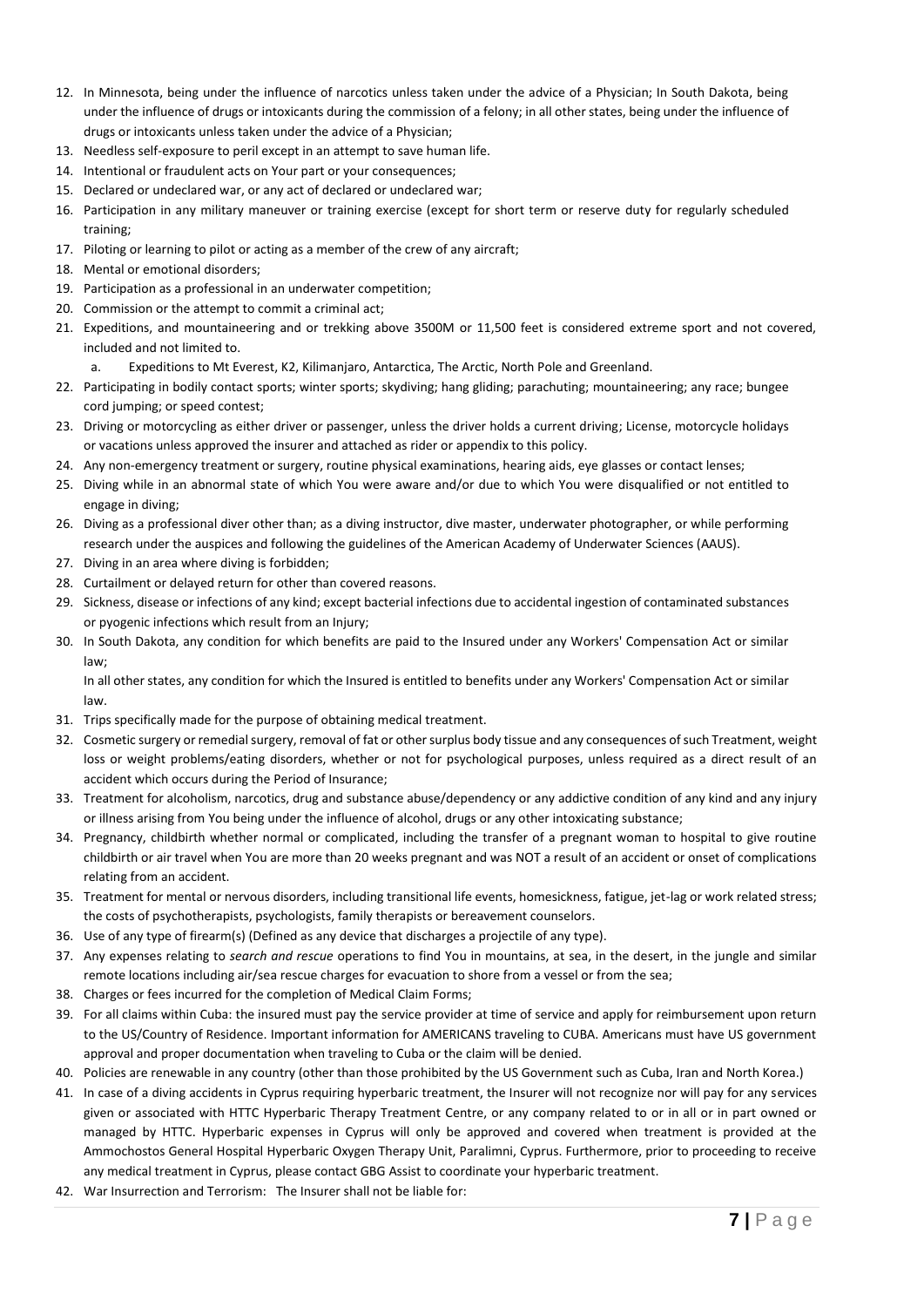12. In Minnesota, being under the influence of narcotics unless taken under the advice of a Physician; In South Dakota, being under the influence of drugs or intoxicants during the commission of a felony; in all other states, being under the influence of drugs or intoxicants unless taken under the advice of a Physician;
13. Needless self-exposure to peril except in an attempt to save human life.
14. Intentional or fraudulent acts on Your part or your consequences;
15. Declared or undeclared war, or any act of declared or undeclared war;
16. Participation in any military maneuver or training exercise (except for short term or reserve duty for regularly scheduled training;
17. Piloting or learning to pilot or acting as a member of the crew of any aircraft;
18. Mental or emotional disorders;
19. Participation as a professional in an underwater competition;
20. Commission or the attempt to commit a criminal act;
21. Expeditions, and mountaineering and or trekking above 3500M or 11,500 feet is considered extreme sport and not covered, included and not limited to.
    a. Expeditions to Mt Everest, K2, Kilimanjaro, Antarctica, The Arctic, North Pole and Greenland.
22. Participating in bodily contact sports; winter sports; skydiving; hang gliding; parachuting; mountaineering; any race; bungee cord jumping; or speed contest;
23. Driving or motorcycling as either driver or passenger, unless the driver holds a current driving; License, motorcycle holidays or vacations unless approved the insurer and attached as rider or appendix to this policy.
24. Any non-emergency treatment or surgery, routine physical examinations, hearing aids, eye glasses or contact lenses;
25. Diving while in an abnormal state of which You were aware and/or due to which You were disqualified or not entitled to engage in diving;
26. Diving as a professional diver other than; as a diving instructor, dive master, underwater photographer, or while performing research under the auspices and following the guidelines of the American Academy of Underwater Sciences (AAUS).
27. Diving in an area where diving is forbidden;
28. Curtailment or delayed return for other than covered reasons.
29. Sickness, disease or infections of any kind; except bacterial infections due to accidental ingestion of contaminated substances or pyogenic infections which result from an Injury;
30. In South Dakota, any condition for which benefits are paid to the Insured under any Workers' Compensation Act or similar law;

    In all other states, any condition for which the Insured is entitled to benefits under any Workers' Compensation Act or similar law.
31. Trips specifically made for the purpose of obtaining medical treatment.
32. Cosmetic surgery or remedial surgery, removal of fat or other surplus body tissue and any consequences of such Treatment, weight loss or weight problems/eating disorders, whether or not for psychological purposes, unless required as a direct result of an accident which occurs during the Period of Insurance;
33. Treatment for alcoholism, narcotics, drug and substance abuse/dependency or any addictive condition of any kind and any injury or illness arising from You being under the influence of alcohol, drugs or any other intoxicating substance;
34. Pregnancy, childbirth whether normal or complicated, including the transfer of a pregnant woman to hospital to give routine childbirth or air travel when You are more than 20 weeks pregnant and was NOT a result of an accident or onset of complications relating from an accident.
35. Treatment for mental or nervous disorders, including transitional life events, homesickness, fatigue, jet-lag or work related stress; the costs of psychotherapists, psychologists, family therapists or bereavement counselors.
36. Use of any type of firearm(s) (Defined as any device that discharges a projectile of any type).
37. Any expenses relating to *search and rescue* operations to find You in mountains, at sea, in the desert, in the jungle and similar remote locations including air/sea rescue charges for evacuation to shore from a vessel or from the sea;
38. Charges or fees incurred for the completion of Medical Claim Forms;
39. For all claims within Cuba: the insured must pay the service provider at time of service and apply for reimbursement upon return to the US/Country of Residence. Important information for AMERICANS traveling to CUBA. Americans must have US government approval and proper documentation when traveling to Cuba or the claim will be denied.
40. Policies are renewable in any country (other than those prohibited by the US Government such as Cuba, Iran and North Korea.)
41. In case of a diving accidents in Cyprus requiring hyperbaric treatment, the Insurer will not recognize nor will pay for any services given or associated with HTTC Hyperbaric Therapy Treatment Centre, or any company related to or in all or in part owned or managed by HTTC. Hyperbaric expenses in Cyprus will only be approved and covered when treatment is provided at the Ammochostos General Hospital Hyperbaric Oxygen Therapy Unit, Paralimni, Cyprus. Furthermore, prior to proceeding to receive any medical treatment in Cyprus, please contact GBG Assist to coordinate your hyperbaric treatment.
42. War Insurrection and Terrorism: The Insurer shall not be liable for: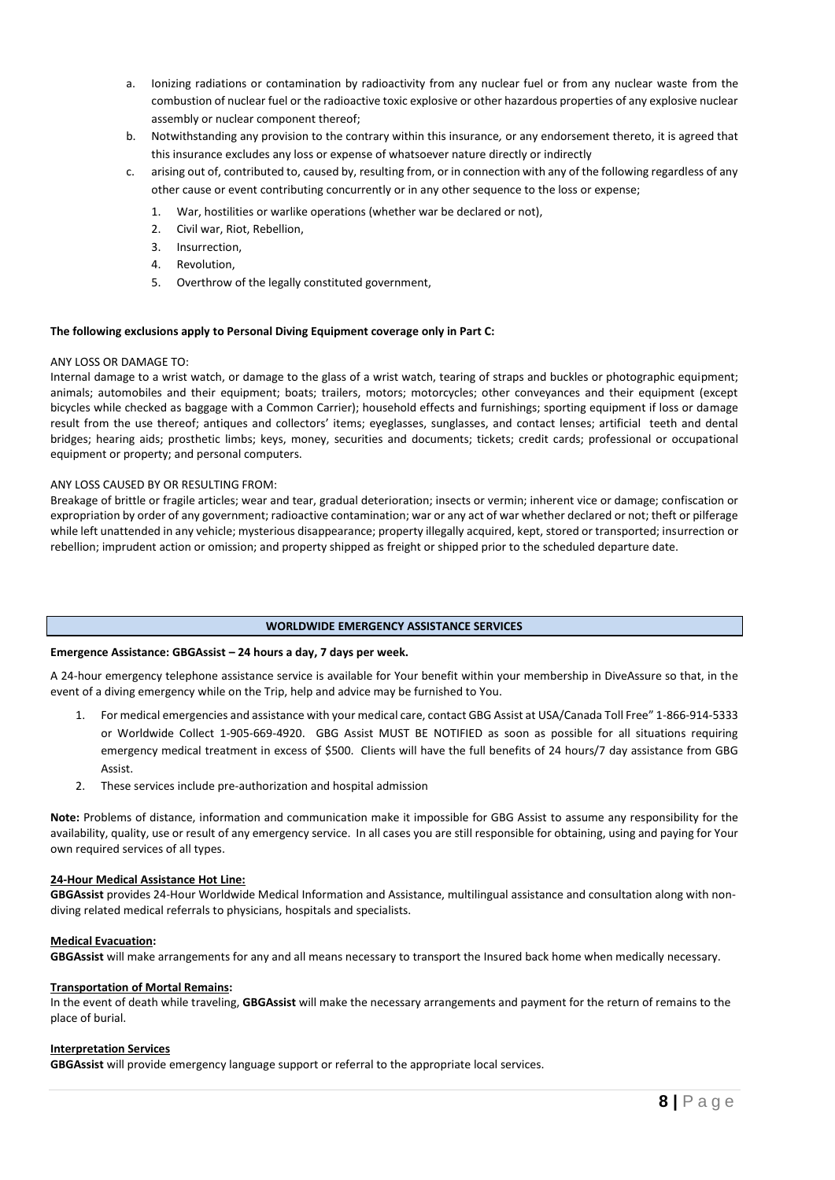a. Ionizing radiations or contamination by radioactivity from any nuclear fuel or from any nuclear waste from the combustion of nuclear fuel or the radioactive toxic explosive or other hazardous properties of any explosive nuclear assembly or nuclear component thereof;
b. Notwithstanding any provision to the contrary within this insurance, or any endorsement thereto, it is agreed that this insurance excludes any loss or expense of whatsoever nature directly or indirectly
c. arising out of, contributed to, caused by, resulting from, or in connection with any of the following regardless of any other cause or event contributing concurrently or in any other sequence to the loss or expense;
    1. War, hostilities or warlike operations (whether war be declared or not),
    2. Civil war, Riot, Rebellion,
    3. Insurrection,
    4. Revolution,
    5. Overthrow of the legally constituted government,

**The following exclusions apply to Personal Diving Equipment coverage only in Part C:**

ANY LOSS OR DAMAGE TO:

Internal damage to a wrist watch, or damage to the glass of a wrist watch, tearing of straps and buckles or photographic equipment; animals; automobiles and their equipment; boats; trailers, motors; motorcycles; other conveyances and their equipment (except bicycles while checked as baggage with a Common Carrier); household effects and furnishings; sporting equipment if loss or damage result from the use thereof; antiques and collectors' items; eyeglasses, sunglasses, and contact lenses; artificial teeth and dental bridges; hearing aids; prosthetic limbs; keys, money, securities and documents; tickets; credit cards; professional or occupational equipment or property; and personal computers.

ANY LOSS CAUSED BY OR RESULTING FROM:

Breakage of brittle or fragile articles; wear and tear, gradual deterioration; insects or vermin; inherent vice or damage; confiscation or expropriation by order of any government; radioactive contamination; war or any act of war whether declared or not; theft or pilferage while left unattended in any vehicle; mysterious disappearance; property illegally acquired, kept, stored or transported; insurrection or rebellion; imprudent action or omission; and property shipped as freight or shipped prior to the scheduled departure date.

## WORLDWIDE EMERGENCY ASSISTANCE SERVICES

**Emergence Assistance: GBGAssist – 24 hours a day, 7 days per week.**

A 24-hour emergency telephone assistance service is available for Your benefit within your membership in DiveAssure so that, in the event of a diving emergency while on the Trip, help and advice may be furnished to You.

1. For medical emergencies and assistance with your medical care, contact GBG Assist at USA/Canada Toll Free" 1-866-914-5333 or Worldwide Collect 1-905-669-4920. GBG Assist MUST BE NOTIFIED as soon as possible for all situations requiring emergency medical treatment in excess of $500. Clients will have the full benefits of 24 hours/7 day assistance from GBG Assist.
2. These services include pre-authorization and hospital admission

**Note:** Problems of distance, information and communication make it impossible for GBG Assist to assume any responsibility for the availability, quality, use or result of any emergency service. In all cases you are still responsible for obtaining, using and paying for Your own required services of all types.

**24-Hour Medical Assistance Hot Line:**

**GBGAssist** provides 24-Hour Worldwide Medical Information and Assistance, multilingual assistance and consultation along with non-diving related medical referrals to physicians, hospitals and specialists.

**Medical Evacuation:**

**GBGAssist** will make arrangements for any and all means necessary to transport the Insured back home when medically necessary.

**Transportation of Mortal Remains:**

In the event of death while traveling, **GBGAssist** will make the necessary arrangements and payment for the return of remains to the place of burial.

**Interpretation Services**

**GBGAssist** will provide emergency language support or referral to the appropriate local services.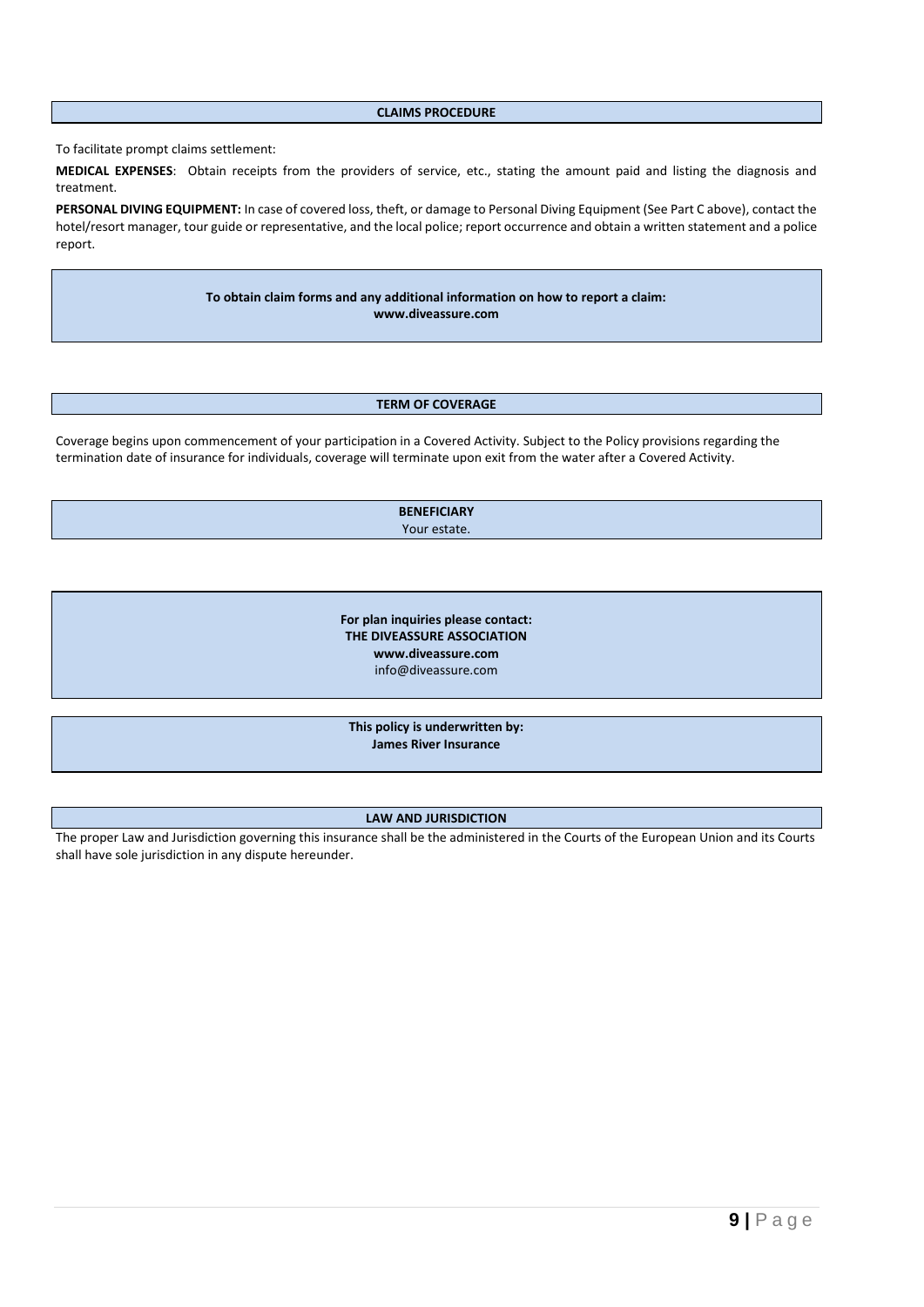## CLAIMS PROCEDURE

To facilitate prompt claims settlement:

**MEDICAL EXPENSES**: Obtain receipts from the providers of service, etc., stating the amount paid and listing the diagnosis and treatment.

**PERSONAL DIVING EQUIPMENT:** In case of covered loss, theft, or damage to Personal Diving Equipment (See Part C above), contact the hotel/resort manager, tour guide or representative, and the local police; report occurrence and obtain a written statement and a police report.

**To obtain claim forms and any additional information on how to report a claim:**
**www.diveassure.com**

## TERM OF COVERAGE

Coverage begins upon commencement of your participation in a Covered Activity. Subject to the Policy provisions regarding the termination date of insurance for individuals, coverage will terminate upon exit from the water after a Covered Activity.

## BENEFICIARY

Your estate.

**For plan inquiries please contact:**
**THE DIVEASSURE ASSOCIATION**
**www.diveassure.com**
info@diveassure.com

**This policy is underwritten by:**
**James River Insurance**

## LAW AND JURISDICTION

The proper Law and Jurisdiction governing this insurance shall be the administered in the Courts of the European Union and its Courts shall have sole jurisdiction in any dispute hereunder.